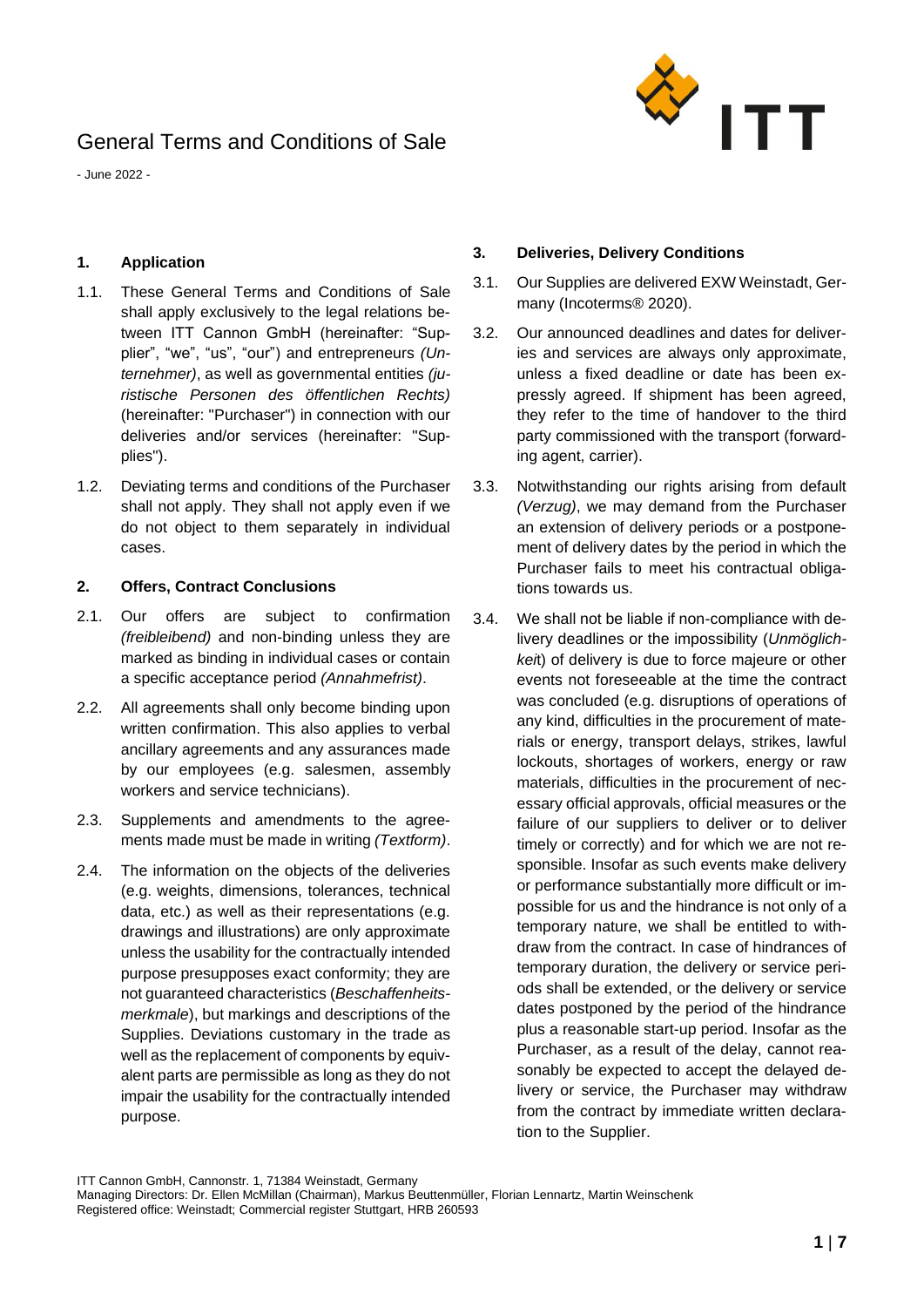# General Terms and Conditions of Sale

- June 2022 -

## 1. Application

1.1. These General Terms and Conditions of Sale shall apply exclusively to the legal relations between ITT Cannon GmbH (hereinafter: "Supplier", "we", "us", "our") and entrepreneurs *(Unternehmer)*, as well as governmental entities *(juristische Personen des öffentlichen Rechts)* (hereinafter: "Purchaser") in connection with our deliveries and/or services (hereinafter: "Supplies").

1.2. Deviating terms and conditions of the Purchaser shall not apply. They shall not apply even if we do not object to them separately in individual cases.

## 2. Offers, Contract Conclusions

2.1. Our offers are subject to confirmation *(freibleibend)* and non-binding unless they are marked as binding in individual cases or contain a specific acceptance period *(Annahmefrist)*.

2.2. All agreements shall only become binding upon written confirmation. This also applies to verbal ancillary agreements and any assurances made by our employees (e.g. salesmen, assembly workers and service technicians).

2.3. Supplements and amendments to the agreements made must be made in writing *(Textform)*.

2.4. The information on the objects of the deliveries (e.g. weights, dimensions, tolerances, technical data, etc.) as well as their representations (e.g. drawings and illustrations) are only approximate unless the usability for the contractually intended purpose presupposes exact conformity; they are not guaranteed characteristics (*Beschaffenheitsmerkmale*), but markings and descriptions of the Supplies. Deviations customary in the trade as well as the replacement of components by equivalent parts are permissible as long as they do not impair the usability for the contractually intended purpose.

## 3. Deliveries, Delivery Conditions

3.1. Our Supplies are delivered EXW Weinstadt, Germany (Incoterms® 2020).

3.2. Our announced deadlines and dates for deliveries and services are always only approximate, unless a fixed deadline or date has been expressly agreed. If shipment has been agreed, they refer to the time of handover to the third party commissioned with the transport (forwarding agent, carrier).

3.3. Notwithstanding our rights arising from default *(Verzug)*, we may demand from the Purchaser an extension of delivery periods or a postponement of delivery dates by the period in which the Purchaser fails to meet his contractual obligations towards us.

3.4. We shall not be liable if non-compliance with delivery deadlines or the impossibility (*Unmöglichkeit*) of delivery is due to force majeure or other events not foreseeable at the time the contract was concluded (e.g. disruptions of operations of any kind, difficulties in the procurement of materials or energy, transport delays, strikes, lawful lockouts, shortages of workers, energy or raw materials, difficulties in the procurement of necessary official approvals, official measures or the failure of our suppliers to deliver or to deliver timely or correctly) and for which we are not responsible. Insofar as such events make delivery or performance substantially more difficult or impossible for us and the hindrance is not only of a temporary nature, we shall be entitled to withdraw from the contract. In case of hindrances of temporary duration, the delivery or service periods shall be extended, or the delivery or service dates postponed by the period of the hindrance plus a reasonable start-up period. Insofar as the Purchaser, as a result of the delay, cannot reasonably be expected to accept the delayed delivery or service, the Purchaser may withdraw from the contract by immediate written declaration to the Supplier.

ITT Cannon GmbH, Cannonstr. 1, 71384 Weinstadt, Germany
Managing Directors: Dr. Ellen McMillan (Chairman), Markus Beuttenmüller, Florian Lennartz, Martin Weinschenk
Registered office: Weinstadt; Commercial register Stuttgart, HRB 260593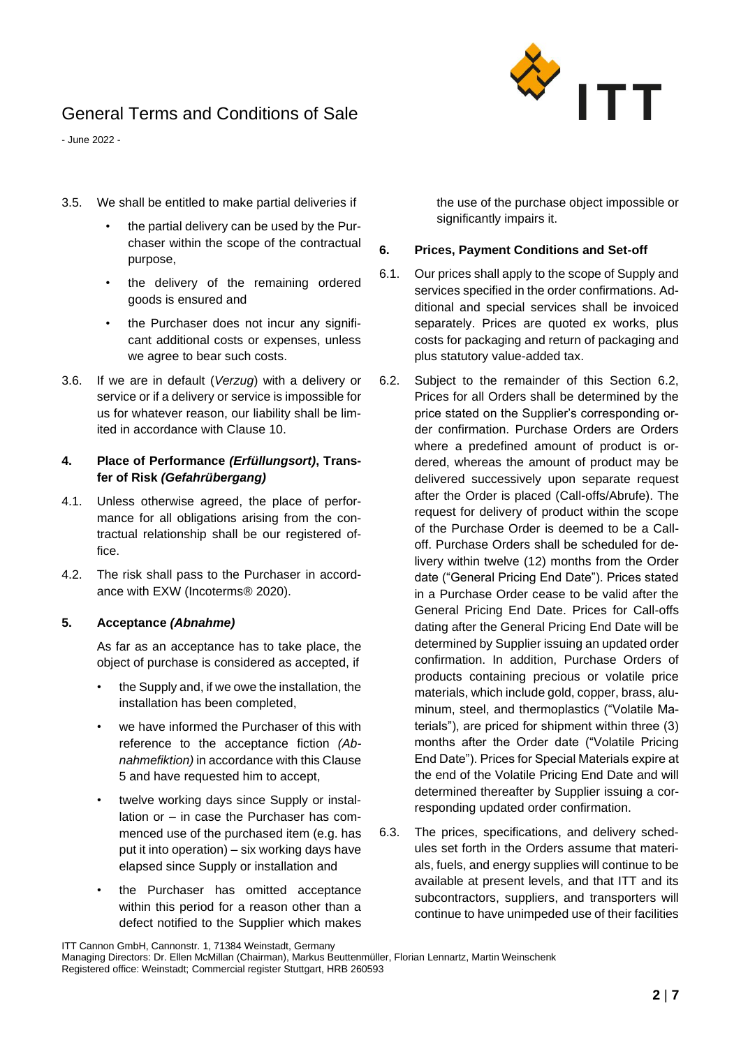3.5. We shall be entitled to make partial deliveries if

- the partial delivery can be used by the Purchaser within the scope of the contractual purpose,
- the delivery of the remaining ordered goods is ensured and
- the Purchaser does not incur any significant additional costs or expenses, unless we agree to bear such costs.

3.6. If we are in default (*Verzug*) with a delivery or service or if a delivery or service is impossible for us for whatever reason, our liability shall be limited in accordance with Clause 10.

### 4. Place of Performance *(Erfüllungsort)*, Transfer of Risk *(Gefahrübergang)*

4.1. Unless otherwise agreed, the place of performance for all obligations arising from the contractual relationship shall be our registered office.

4.2. The risk shall pass to the Purchaser in accordance with EXW (Incoterms® 2020).

### 5. Acceptance *(Abnahme)*

As far as an acceptance has to take place, the object of purchase is considered as accepted, if

- the Supply and, if we owe the installation, the installation has been completed,
- we have informed the Purchaser of this with reference to the acceptance fiction *(Abnahmefiktion)* in accordance with this Clause 5 and have requested him to accept,
- twelve working days since Supply or installation or – in case the Purchaser has commenced use of the purchased item (e.g. has put it into operation) – six working days have elapsed since Supply or installation and
- the Purchaser has omitted acceptance within this period for a reason other than a defect notified to the Supplier which makes the use of the purchase object impossible or significantly impairs it.

### 6. Prices, Payment Conditions and Set-off

6.1. Our prices shall apply to the scope of Supply and services specified in the order confirmations. Additional and special services shall be invoiced separately. Prices are quoted ex works, plus costs for packaging and return of packaging and plus statutory value-added tax.

6.2. Subject to the remainder of this Section 6.2, Prices for all Orders shall be determined by the price stated on the Supplier's corresponding order confirmation. Purchase Orders are Orders where a predefined amount of product is ordered, whereas the amount of product may be delivered successively upon separate request after the Order is placed (Call-offs/Abrufe). The request for delivery of product within the scope of the Purchase Order is deemed to be a Call-off. Purchase Orders shall be scheduled for delivery within twelve (12) months from the Order date ("General Pricing End Date"). Prices stated in a Purchase Order cease to be valid after the General Pricing End Date. Prices for Call-offs dating after the General Pricing End Date will be determined by Supplier issuing an updated order confirmation. In addition, Purchase Orders of products containing precious or volatile price materials, which include gold, copper, brass, aluminum, steel, and thermoplastics ("Volatile Materials"), are priced for shipment within three (3) months after the Order date ("Volatile Pricing End Date"). Prices for Special Materials expire at the end of the Volatile Pricing End Date and will determined thereafter by Supplier issuing a corresponding updated order confirmation.

6.3. The prices, specifications, and delivery schedules set forth in the Orders assume that materials, fuels, and energy supplies will continue to be available at present levels, and that ITT and its subcontractors, suppliers, and transporters will continue to have unimpeded use of their facilities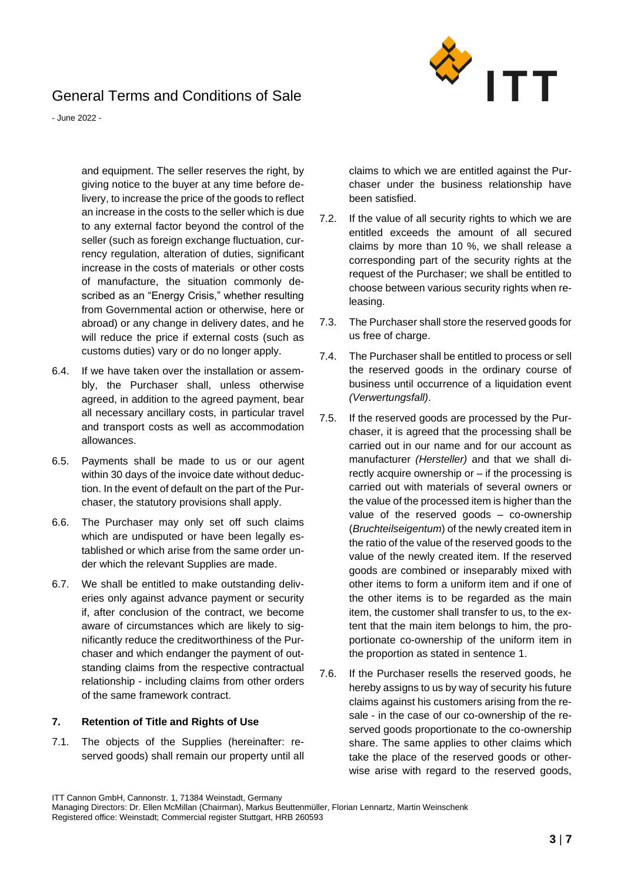and equipment. The seller reserves the right, by giving notice to the buyer at any time before delivery, to increase the price of the goods to reflect an increase in the costs to the seller which is due to any external factor beyond the control of the seller (such as foreign exchange fluctuation, currency regulation, alteration of duties, significant increase in the costs of materials or other costs of manufacture, the situation commonly described as an "Energy Crisis," whether resulting from Governmental action or otherwise, here or abroad) or any change in delivery dates, and he will reduce the price if external costs (such as customs duties) vary or do no longer apply.

6.4. If we have taken over the installation or assembly, the Purchaser shall, unless otherwise agreed, in addition to the agreed payment, bear all necessary ancillary costs, in particular travel and transport costs as well as accommodation allowances.

6.5. Payments shall be made to us or our agent within 30 days of the invoice date without deduction. In the event of default on the part of the Purchaser, the statutory provisions shall apply.

6.6. The Purchaser may only set off such claims which are undisputed or have been legally established or which arise from the same order under which the relevant Supplies are made.

6.7. We shall be entitled to make outstanding deliveries only against advance payment or security if, after conclusion of the contract, we become aware of circumstances which are likely to significantly reduce the creditworthiness of the Purchaser and which endanger the payment of outstanding claims from the respective contractual relationship - including claims from other orders of the same framework contract.

## 7. Retention of Title and Rights of Use

7.1. The objects of the Supplies (hereinafter: reserved goods) shall remain our property until all claims to which we are entitled against the Purchaser under the business relationship have been satisfied.

7.2. If the value of all security rights to which we are entitled exceeds the amount of all secured claims by more than 10 %, we shall release a corresponding part of the security rights at the request of the Purchaser; we shall be entitled to choose between various security rights when releasing.

7.3. The Purchaser shall store the reserved goods for us free of charge.

7.4. The Purchaser shall be entitled to process or sell the reserved goods in the ordinary course of business until occurrence of a liquidation event *(Verwertungsfall)*.

7.5. If the reserved goods are processed by the Purchaser, it is agreed that the processing shall be carried out in our name and for our account as manufacturer *(Hersteller)* and that we shall directly acquire ownership or – if the processing is carried out with materials of several owners or the value of the processed item is higher than the value of the reserved goods – co-ownership (*Bruchteilseigentum*) of the newly created item in the ratio of the value of the reserved goods to the value of the newly created item. If the reserved goods are combined or inseparably mixed with other items to form a uniform item and if one of the other items is to be regarded as the main item, the customer shall transfer to us, to the extent that the main item belongs to him, the proportionate co-ownership of the uniform item in the proportion as stated in sentence 1.

7.6. If the Purchaser resells the reserved goods, he hereby assigns to us by way of security his future claims against his customers arising from the resale - in the case of our co-ownership of the reserved goods proportionate to the co-ownership share. The same applies to other claims which take the place of the reserved goods or otherwise arise with regard to the reserved goods,

ITT Cannon GmbH, Cannonstr. 1, 71384 Weinstadt, Germany
Managing Directors: Dr. Ellen McMillan (Chairman), Markus Beuttenmüller, Florian Lennartz, Martin Weinschenk
Registered office: Weinstadt; Commercial register Stuttgart, HRB 260593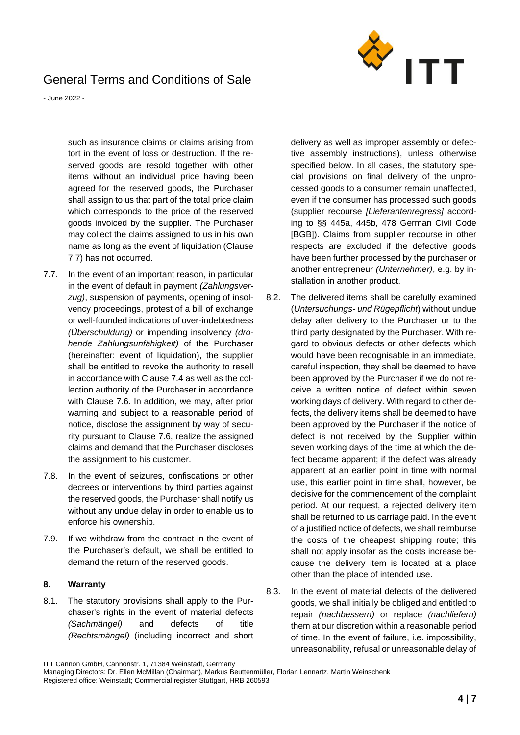such as insurance claims or claims arising from tort in the event of loss or destruction. If the reserved goods are resold together with other items without an individual price having been agreed for the reserved goods, the Purchaser shall assign to us that part of the total price claim which corresponds to the price of the reserved goods invoiced by the supplier. The Purchaser may collect the claims assigned to us in his own name as long as the event of liquidation (Clause 7.7) has not occurred.

7.7. In the event of an important reason, in particular in the event of default in payment *(Zahlungsverzug)*, suspension of payments, opening of insolvency proceedings, protest of a bill of exchange or well-founded indications of over-indebtedness *(Überschuldung)* or impending insolvency *(drohende Zahlungsunfähigkeit)* of the Purchaser (hereinafter: event of liquidation), the supplier shall be entitled to revoke the authority to resell in accordance with Clause 7.4 as well as the collection authority of the Purchaser in accordance with Clause 7.6. In addition, we may, after prior warning and subject to a reasonable period of notice, disclose the assignment by way of security pursuant to Clause 7.6, realize the assigned claims and demand that the Purchaser discloses the assignment to his customer.

7.8. In the event of seizures, confiscations or other decrees or interventions by third parties against the reserved goods, the Purchaser shall notify us without any undue delay in order to enable us to enforce his ownership.

7.9. If we withdraw from the contract in the event of the Purchaser's default, we shall be entitled to demand the return of the reserved goods.

## 8. Warranty

8.1. The statutory provisions shall apply to the Purchaser's rights in the event of material defects *(Sachmängel)* and defects of title *(Rechtsmängel)* (including incorrect and short delivery as well as improper assembly or defective assembly instructions), unless otherwise specified below. In all cases, the statutory special provisions on final delivery of the unprocessed goods to a consumer remain unaffected, even if the consumer has processed such goods (supplier recourse *[Lieferantenregress]* according to §§ 445a, 445b, 478 German Civil Code [BGB]). Claims from supplier recourse in other respects are excluded if the defective goods have been further processed by the purchaser or another entrepreneur *(Unternehmer)*, e.g. by installation in another product.

8.2. The delivered items shall be carefully examined (*Untersuchungs- und Rügepflicht*) without undue delay after delivery to the Purchaser or to the third party designated by the Purchaser. With regard to obvious defects or other defects which would have been recognisable in an immediate, careful inspection, they shall be deemed to have been approved by the Purchaser if we do not receive a written notice of defect within seven working days of delivery. With regard to other defects, the delivery items shall be deemed to have been approved by the Purchaser if the notice of defect is not received by the Supplier within seven working days of the time at which the defect became apparent; if the defect was already apparent at an earlier point in time with normal use, this earlier point in time shall, however, be decisive for the commencement of the complaint period. At our request, a rejected delivery item shall be returned to us carriage paid. In the event of a justified notice of defects, we shall reimburse the costs of the cheapest shipping route; this shall not apply insofar as the costs increase because the delivery item is located at a place other than the place of intended use.

8.3. In the event of material defects of the delivered goods, we shall initially be obliged and entitled to repair *(nachbessern)* or replace *(nachliefern)* them at our discretion within a reasonable period of time. In the event of failure, i.e. impossibility, unreasonability, refusal or unreasonable delay of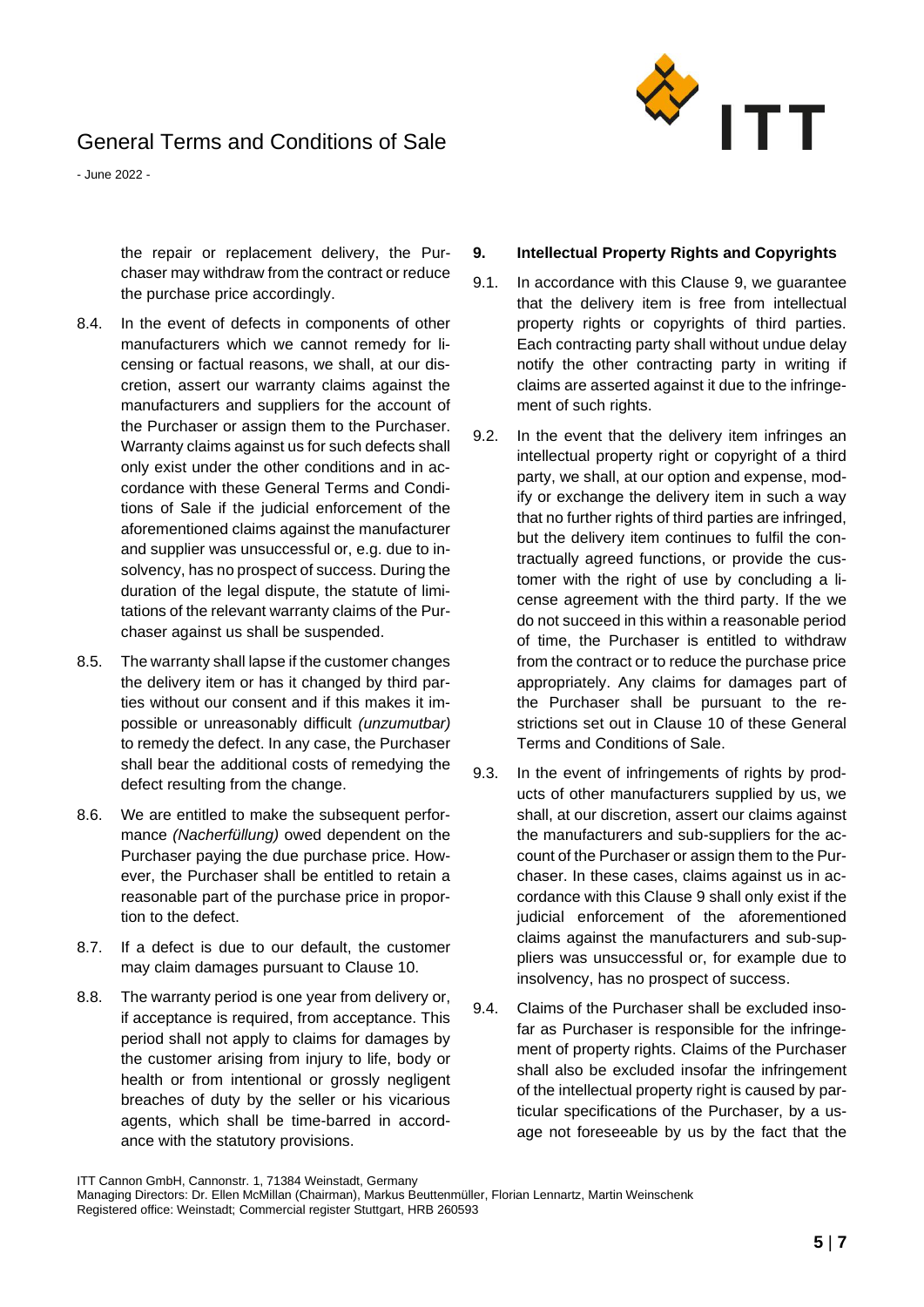the repair or replacement delivery, the Purchaser may withdraw from the contract or reduce the purchase price accordingly.

8.4. In the event of defects in components of other manufacturers which we cannot remedy for licensing or factual reasons, we shall, at our discretion, assert our warranty claims against the manufacturers and suppliers for the account of the Purchaser or assign them to the Purchaser. Warranty claims against us for such defects shall only exist under the other conditions and in accordance with these General Terms and Conditions of Sale if the judicial enforcement of the aforementioned claims against the manufacturer and supplier was unsuccessful or, e.g. due to insolvency, has no prospect of success. During the duration of the legal dispute, the statute of limitations of the relevant warranty claims of the Purchaser against us shall be suspended.

8.5. The warranty shall lapse if the customer changes the delivery item or has it changed by third parties without our consent and if this makes it impossible or unreasonably difficult *(unzumutbar)* to remedy the defect. In any case, the Purchaser shall bear the additional costs of remedying the defect resulting from the change.

8.6. We are entitled to make the subsequent performance *(Nacherfüllung)* owed dependent on the Purchaser paying the due purchase price. However, the Purchaser shall be entitled to retain a reasonable part of the purchase price in proportion to the defect.

8.7. If a defect is due to our default, the customer may claim damages pursuant to Clause 10.

8.8. The warranty period is one year from delivery or, if acceptance is required, from acceptance. This period shall not apply to claims for damages by the customer arising from injury to life, body or health or from intentional or grossly negligent breaches of duty by the seller or his vicarious agents, which shall be time-barred in accordance with the statutory provisions.

**9. Intellectual Property Rights and Copyrights**

9.1. In accordance with this Clause 9, we guarantee that the delivery item is free from intellectual property rights or copyrights of third parties. Each contracting party shall without undue delay notify the other contracting party in writing if claims are asserted against it due to the infringement of such rights.

9.2. In the event that the delivery item infringes an intellectual property right or copyright of a third party, we shall, at our option and expense, modify or exchange the delivery item in such a way that no further rights of third parties are infringed, but the delivery item continues to fulfil the contractually agreed functions, or provide the customer with the right of use by concluding a license agreement with the third party. If the we do not succeed in this within a reasonable period of time, the Purchaser is entitled to withdraw from the contract or to reduce the purchase price appropriately. Any claims for damages part of the Purchaser shall be pursuant to the restrictions set out in Clause 10 of these General Terms and Conditions of Sale.

9.3. In the event of infringements of rights by products of other manufacturers supplied by us, we shall, at our discretion, assert our claims against the manufacturers and sub-suppliers for the account of the Purchaser or assign them to the Purchaser. In these cases, claims against us in accordance with this Clause 9 shall only exist if the judicial enforcement of the aforementioned claims against the manufacturers and sub-suppliers was unsuccessful or, for example due to insolvency, has no prospect of success.

9.4. Claims of the Purchaser shall be excluded insofar as Purchaser is responsible for the infringement of property rights. Claims of the Purchaser shall also be excluded insofar the infringement of the intellectual property right is caused by particular specifications of the Purchaser, by a usage not foreseeable by us by the fact that the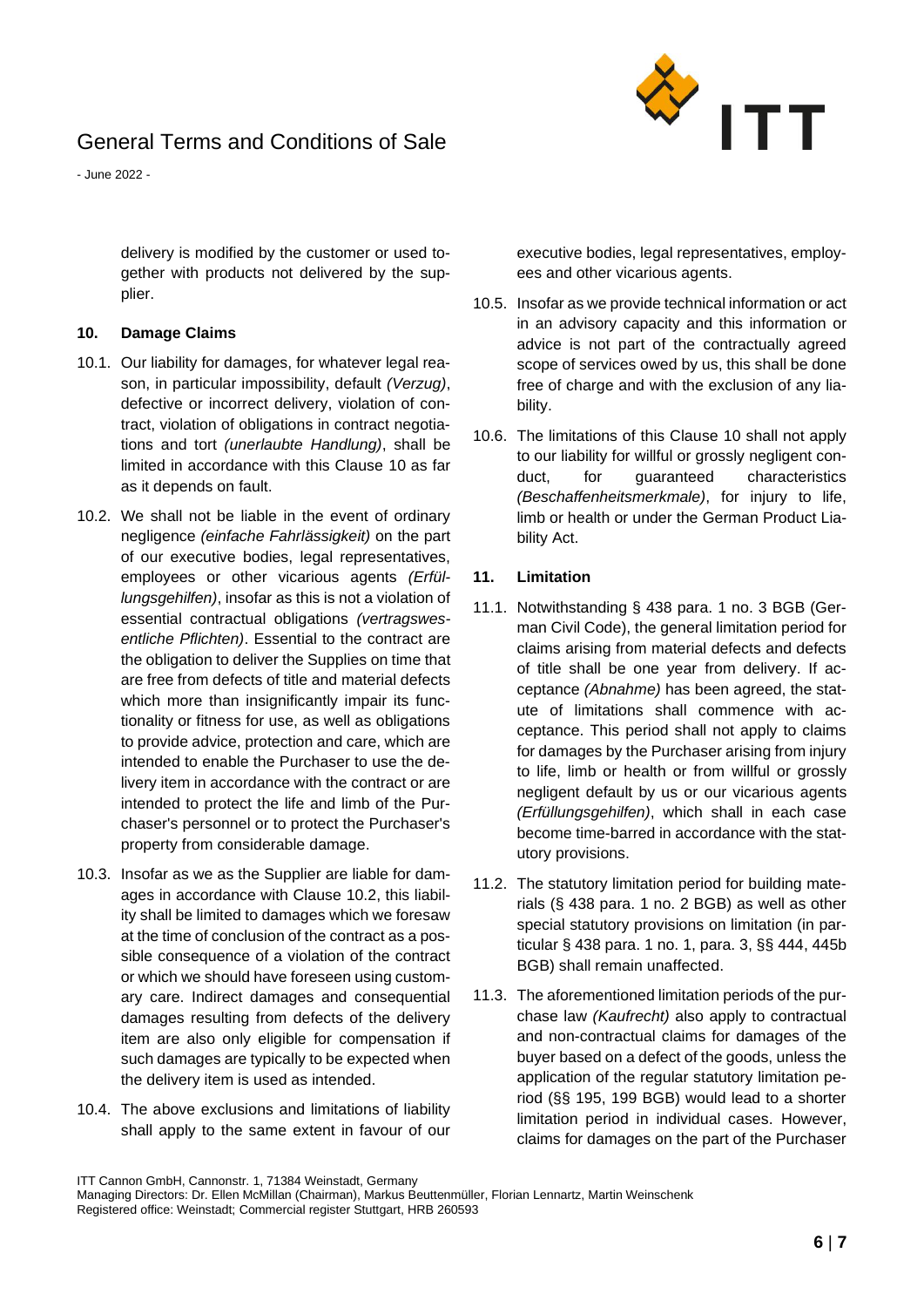delivery is modified by the customer or used together with products not delivered by the supplier.

### 10. Damage Claims

10.1. Our liability for damages, for whatever legal reason, in particular impossibility, default *(Verzug)*, defective or incorrect delivery, violation of contract, violation of obligations in contract negotiations and tort *(unerlaubte Handlung)*, shall be limited in accordance with this Clause 10 as far as it depends on fault.

10.2. We shall not be liable in the event of ordinary negligence *(einfache Fahrlässigkeit)* on the part of our executive bodies, legal representatives, employees or other vicarious agents *(Erfüllungsgehilfen)*, insofar as this is not a violation of essential contractual obligations *(vertragswesentliche Pflichten)*. Essential to the contract are the obligation to deliver the Supplies on time that are free from defects of title and material defects which more than insignificantly impair its functionality or fitness for use, as well as obligations to provide advice, protection and care, which are intended to enable the Purchaser to use the delivery item in accordance with the contract or are intended to protect the life and limb of the Purchaser's personnel or to protect the Purchaser's property from considerable damage.

10.3. Insofar as we as the Supplier are liable for damages in accordance with Clause 10.2, this liability shall be limited to damages which we foresaw at the time of conclusion of the contract as a possible consequence of a violation of the contract or which we should have foreseen using customary care. Indirect damages and consequential damages resulting from defects of the delivery item are also only eligible for compensation if such damages are typically to be expected when the delivery item is used as intended.

10.4. The above exclusions and limitations of liability shall apply to the same extent in favour of our executive bodies, legal representatives, employees and other vicarious agents.

10.5. Insofar as we provide technical information or act in an advisory capacity and this information or advice is not part of the contractually agreed scope of services owed by us, this shall be done free of charge and with the exclusion of any liability.

10.6. The limitations of this Clause 10 shall not apply to our liability for willful or grossly negligent conduct, for guaranteed characteristics *(Beschaffenheitsmerkmale)*, for injury to life, limb or health or under the German Product Liability Act.

### 11. Limitation

11.1. Notwithstanding § 438 para. 1 no. 3 BGB (German Civil Code), the general limitation period for claims arising from material defects and defects of title shall be one year from delivery. If acceptance *(Abnahme)* has been agreed, the statute of limitations shall commence with acceptance. This period shall not apply to claims for damages by the Purchaser arising from injury to life, limb or health or from willful or grossly negligent default by us or our vicarious agents *(Erfüllungsgehilfen)*, which shall in each case become time-barred in accordance with the statutory provisions.

11.2. The statutory limitation period for building materials (§ 438 para. 1 no. 2 BGB) as well as other special statutory provisions on limitation (in particular § 438 para. 1 no. 1, para. 3, §§ 444, 445b BGB) shall remain unaffected.

11.3. The aforementioned limitation periods of the purchase law *(Kaufrecht)* also apply to contractual and non-contractual claims for damages of the buyer based on a defect of the goods, unless the application of the regular statutory limitation period (§§ 195, 199 BGB) would lead to a shorter limitation period in individual cases. However, claims for damages on the part of the Purchaser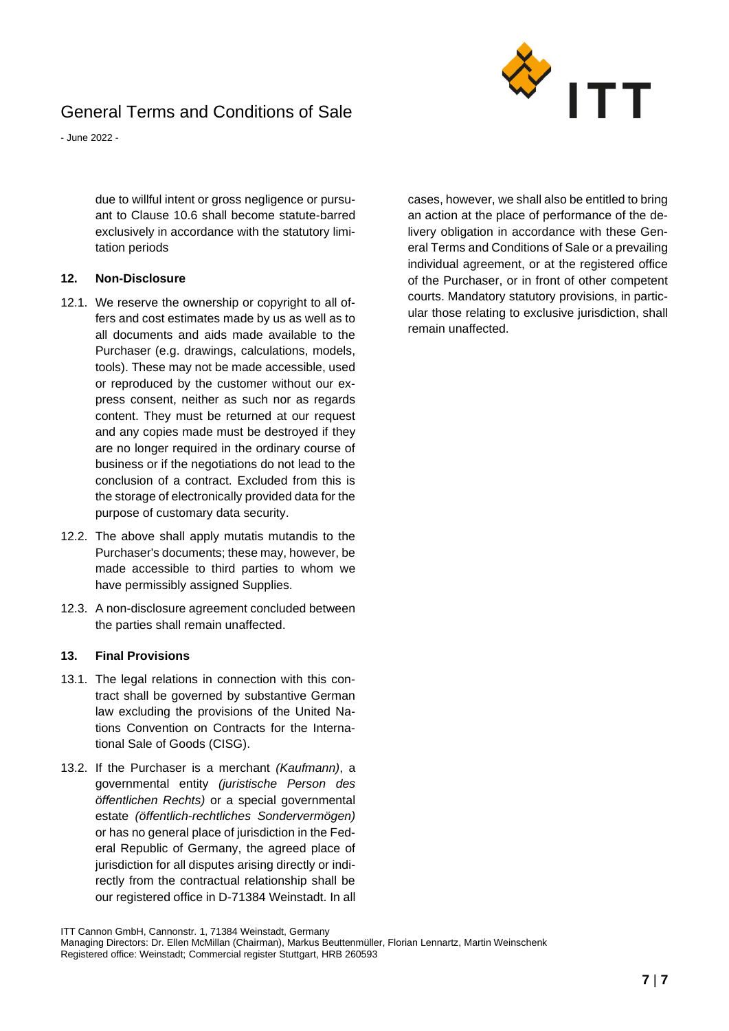due to willful intent or gross negligence or pursuant to Clause 10.6 shall become statute-barred exclusively in accordance with the statutory limitation periods

## 12. Non-Disclosure

12.1. We reserve the ownership or copyright to all offers and cost estimates made by us as well as to all documents and aids made available to the Purchaser (e.g. drawings, calculations, models, tools). These may not be made accessible, used or reproduced by the customer without our express consent, neither as such nor as regards content. They must be returned at our request and any copies made must be destroyed if they are no longer required in the ordinary course of business or if the negotiations do not lead to the conclusion of a contract. Excluded from this is the storage of electronically provided data for the purpose of customary data security.

12.2. The above shall apply mutatis mutandis to the Purchaser's documents; these may, however, be made accessible to third parties to whom we have permissibly assigned Supplies.

12.3. A non-disclosure agreement concluded between the parties shall remain unaffected.

## 13. Final Provisions

13.1. The legal relations in connection with this contract shall be governed by substantive German law excluding the provisions of the United Nations Convention on Contracts for the International Sale of Goods (CISG).

13.2. If the Purchaser is a merchant *(Kaufmann)*, a governmental entity *(juristische Person des öffentlichen Rechts)* or a special governmental estate *(öffentlich-rechtliches Sondervermögen)* or has no general place of jurisdiction in the Federal Republic of Germany, the agreed place of jurisdiction for all disputes arising directly or indirectly from the contractual relationship shall be our registered office in D-71384 Weinstadt. In all cases, however, we shall also be entitled to bring an action at the place of performance of the delivery obligation in accordance with these General Terms and Conditions of Sale or a prevailing individual agreement, or at the registered office of the Purchaser, or in front of other competent courts. Mandatory statutory provisions, in particular those relating to exclusive jurisdiction, shall remain unaffected.